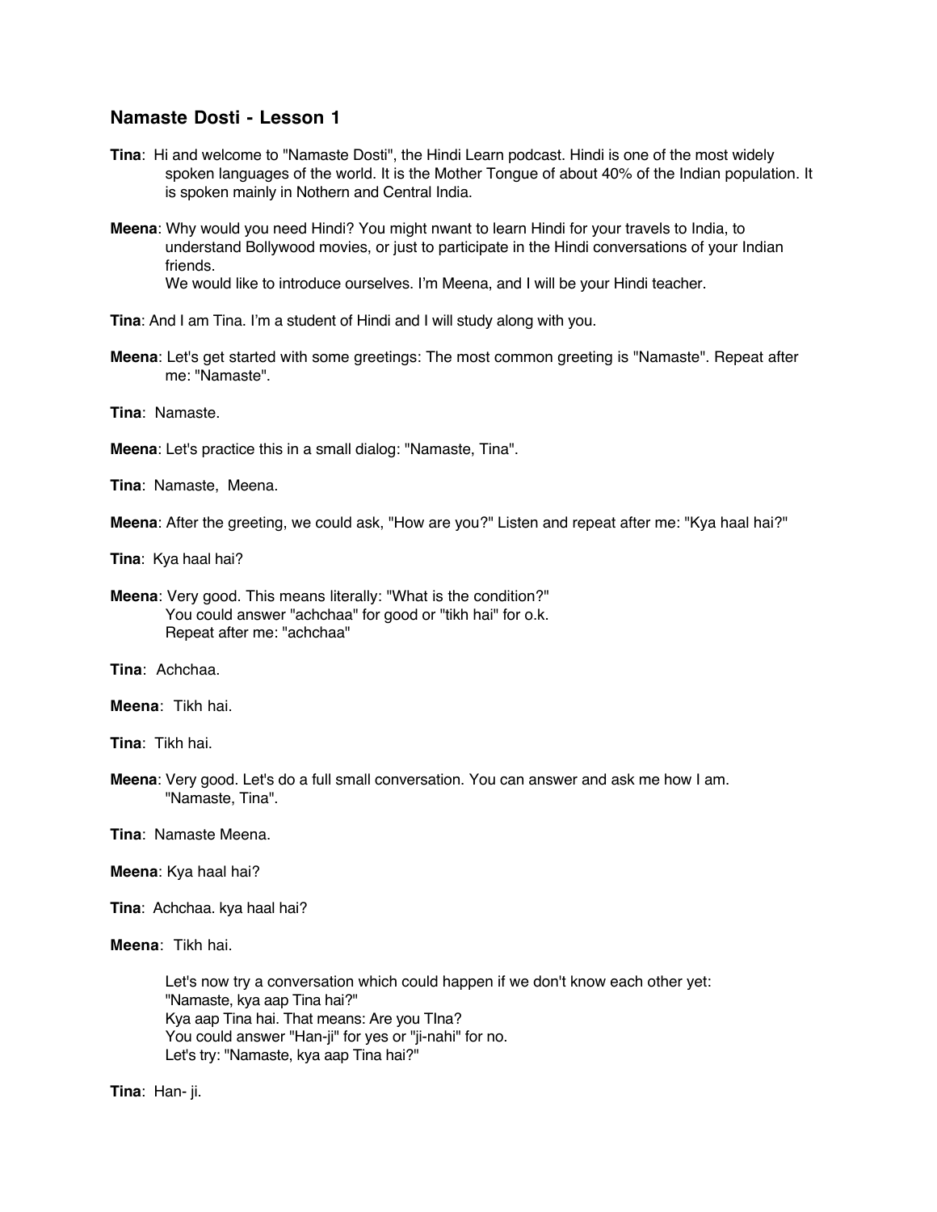## Namaste Dosti - Lesson 1

**Tina**: Hi and welcome to "Namaste Dosti", the Hindi Learn podcast. Hindi is one of the most widely spoken languages of the world. It is the Mother Tongue of about 40% of the Indian population. It is spoken mainly in Nothern and Central India.

**Meena**: Why would you need Hindi? You might nwant to learn Hindi for your travels to India, to understand Bollywood movies, or just to participate in the Hindi conversations of your Indian friends.
We would like to introduce ourselves. I'm Meena, and I will be your Hindi teacher.

**Tina**: And I am Tina. I'm a student of Hindi and I will study along with you.

**Meena**: Let's get started with some greetings: The most common greeting is "Namaste". Repeat after me: "Namaste".

**Tina**: Namaste.

**Meena**: Let's practice this in a small dialog: "Namaste, Tina".

**Tina**: Namaste, Meena.

**Meena**: After the greeting, we could ask, "How are you?" Listen and repeat after me: "Kya haal hai?"

**Tina**: Kya haal hai?

**Meena**: Very good. This means literally: "What is the condition?"
You could answer "achchaa" for good or "tikh hai" for o.k.
Repeat after me: "achchaa"

**Tina**: Achchaa.

**Meena**: Tikh hai.

**Tina**: Tikh hai.

**Meena**: Very good. Let's do a full small conversation. You can answer and ask me how I am.
"Namaste, Tina".

**Tina**: Namaste Meena.

**Meena**: Kya haal hai?

**Tina**: Achchaa. kya haal hai?

**Meena**: Tikh hai.

Let's now try a conversation which could happen if we don't know each other yet:
"Namaste, kya aap Tina hai?"
Kya aap Tina hai. That means: Are you TIna?
You could answer "Han-ji" for yes or "ji-nahi" for no.
Let's try: "Namaste, kya aap Tina hai?"

**Tina**: Han- ji.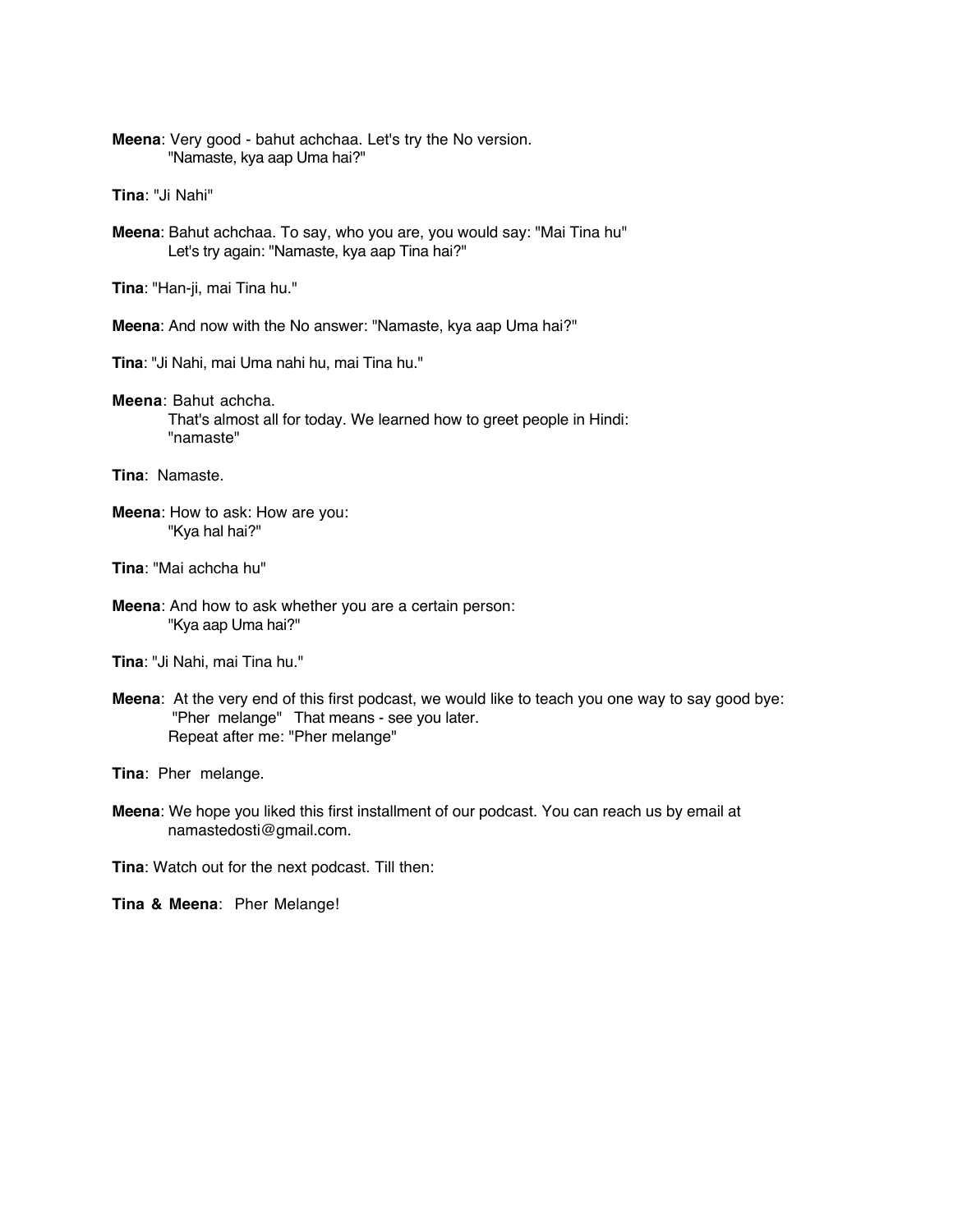**Meena**: Very good - bahut achchaa. Let's try the No version.
"Namaste, kya aap Uma hai?"

**Tina**: "Ji Nahi"

**Meena**: Bahut achchaa. To say, who you are, you would say: "Mai Tina hu"
Let's try again: "Namaste, kya aap Tina hai?"

**Tina**: "Han-ji, mai Tina hu."

**Meena**: And now with the No answer: "Namaste, kya aap Uma hai?"

**Tina**: "Ji Nahi, mai Uma nahi hu, mai Tina hu."

**Meena**: Bahut achcha.
That's almost all for today. We learned how to greet people in Hindi:
"namaste"

**Tina**: Namaste.

**Meena**: How to ask: How are you:
"Kya hal hai?"

**Tina**: "Mai achcha hu"

**Meena**: And how to ask whether you are a certain person:
"Kya aap Uma hai?"

**Tina**: "Ji Nahi, mai Tina hu."

**Meena**: At the very end of this first podcast, we would like to teach you one way to say good bye:
"Pher melange" That means - see you later.
Repeat after me: "Pher melange"

**Tina**: Pher melange.

**Meena**: We hope you liked this first installment of our podcast. You can reach us by email at namastedosti@gmail.com.

**Tina**: Watch out for the next podcast. Till then:

**Tina & Meena**: Pher Melange!